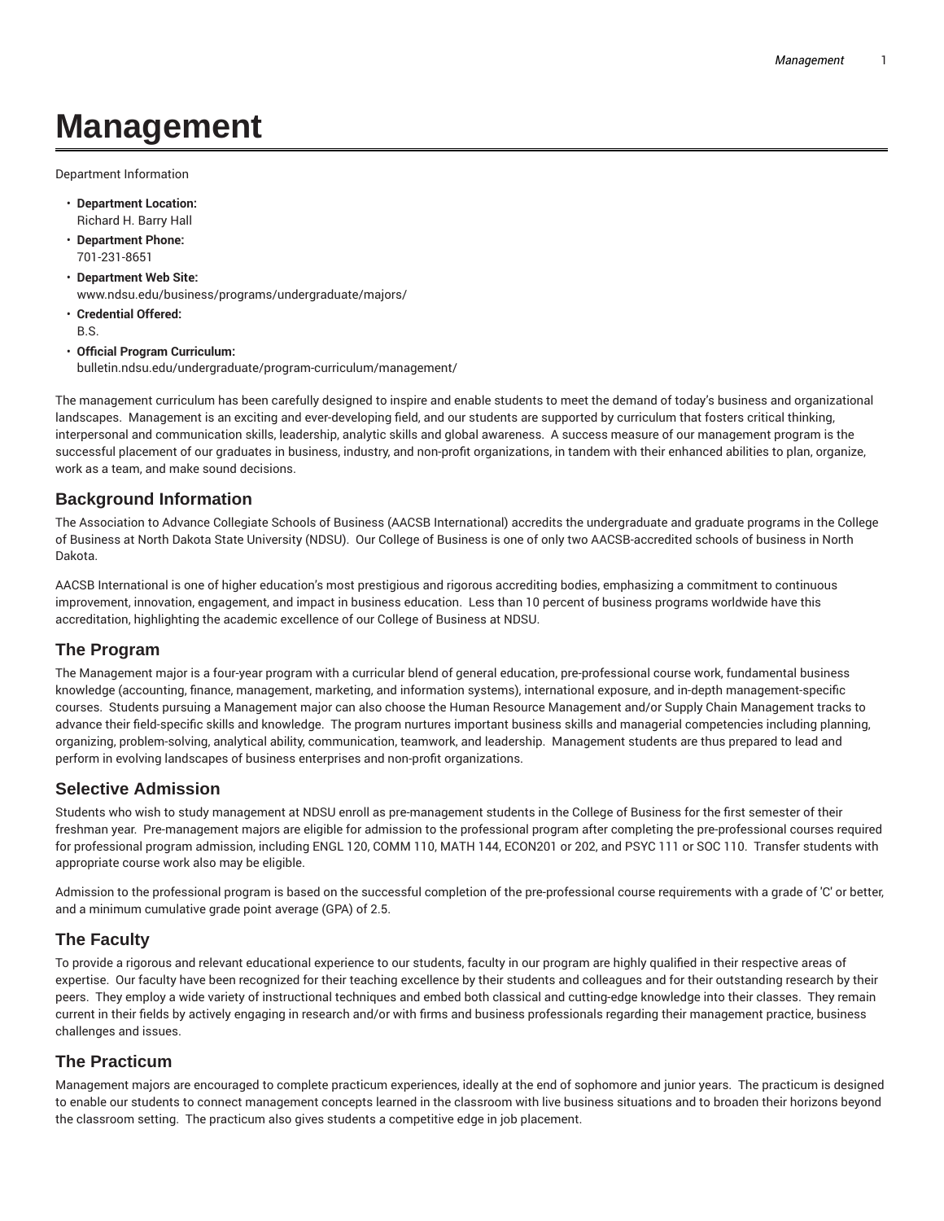# Management

Department Information

- **Department Location:**
  Richard H. Barry Hall
- **Department Phone:**
  701-231-8651
- **Department Web Site:**
  www.ndsu.edu/business/programs/undergraduate/majors/
- **Credential Offered:**
  B.S.
- **Official Program Curriculum:**
  bulletin.ndsu.edu/undergraduate/program-curriculum/management/

The management curriculum has been carefully designed to inspire and enable students to meet the demand of today's business and organizational landscapes. Management is an exciting and ever-developing field, and our students are supported by curriculum that fosters critical thinking, interpersonal and communication skills, leadership, analytic skills and global awareness. A success measure of our management program is the successful placement of our graduates in business, industry, and non-profit organizations, in tandem with their enhanced abilities to plan, organize, work as a team, and make sound decisions.

## Background Information

The Association to Advance Collegiate Schools of Business (AACSB International) accredits the undergraduate and graduate programs in the College of Business at North Dakota State University (NDSU). Our College of Business is one of only two AACSB-accredited schools of business in North Dakota.

AACSB International is one of higher education's most prestigious and rigorous accrediting bodies, emphasizing a commitment to continuous improvement, innovation, engagement, and impact in business education. Less than 10 percent of business programs worldwide have this accreditation, highlighting the academic excellence of our College of Business at NDSU.

## The Program

The Management major is a four-year program with a curricular blend of general education, pre-professional course work, fundamental business knowledge (accounting, finance, management, marketing, and information systems), international exposure, and in-depth management-specific courses. Students pursuing a Management major can also choose the Human Resource Management and/or Supply Chain Management tracks to advance their field-specific skills and knowledge. The program nurtures important business skills and managerial competencies including planning, organizing, problem-solving, analytical ability, communication, teamwork, and leadership. Management students are thus prepared to lead and perform in evolving landscapes of business enterprises and non-profit organizations.

## Selective Admission

Students who wish to study management at NDSU enroll as pre-management students in the College of Business for the first semester of their freshman year. Pre-management majors are eligible for admission to the professional program after completing the pre-professional courses required for professional program admission, including ENGL 120, COMM 110, MATH 144, ECON201 or 202, and PSYC 111 or SOC 110. Transfer students with appropriate course work also may be eligible.

Admission to the professional program is based on the successful completion of the pre-professional course requirements with a grade of 'C' or better, and a minimum cumulative grade point average (GPA) of 2.5.

## The Faculty

To provide a rigorous and relevant educational experience to our students, faculty in our program are highly qualified in their respective areas of expertise. Our faculty have been recognized for their teaching excellence by their students and colleagues and for their outstanding research by their peers. They employ a wide variety of instructional techniques and embed both classical and cutting-edge knowledge into their classes. They remain current in their fields by actively engaging in research and/or with firms and business professionals regarding their management practice, business challenges and issues.

## The Practicum

Management majors are encouraged to complete practicum experiences, ideally at the end of sophomore and junior years. The practicum is designed to enable our students to connect management concepts learned in the classroom with live business situations and to broaden their horizons beyond the classroom setting. The practicum also gives students a competitive edge in job placement.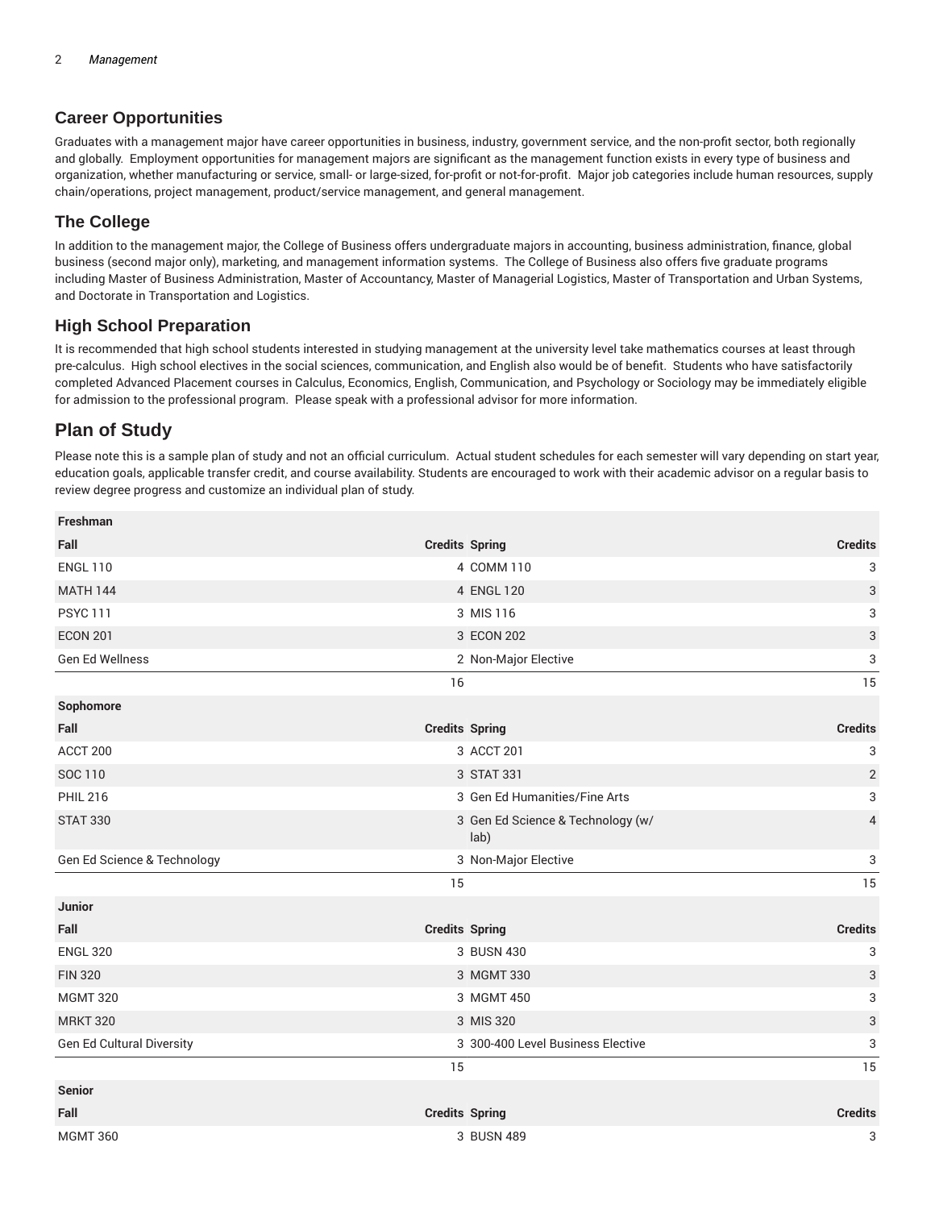## Career Opportunities

Graduates with a management major have career opportunities in business, industry, government service, and the non-profit sector, both regionally and globally. Employment opportunities for management majors are significant as the management function exists in every type of business and organization, whether manufacturing or service, small- or large-sized, for-profit or not-for-profit. Major job categories include human resources, supply chain/operations, project management, product/service management, and general management.

## The College

In addition to the management major, the College of Business offers undergraduate majors in accounting, business administration, finance, global business (second major only), marketing, and management information systems. The College of Business also offers five graduate programs including Master of Business Administration, Master of Accountancy, Master of Managerial Logistics, Master of Transportation and Urban Systems, and Doctorate in Transportation and Logistics.

## High School Preparation

It is recommended that high school students interested in studying management at the university level take mathematics courses at least through pre-calculus. High school electives in the social sciences, communication, and English also would be of benefit. Students who have satisfactorily completed Advanced Placement courses in Calculus, Economics, English, Communication, and Psychology or Sociology may be immediately eligible for admission to the professional program. Please speak with a professional advisor for more information.

## Plan of Study

Please note this is a sample plan of study and not an official curriculum. Actual student schedules for each semester will vary depending on start year, education goals, applicable transfer credit, and course availability. Students are encouraged to work with their academic advisor on a regular basis to review degree progress and customize an individual plan of study.

| | | | |
|---|---|---|---|
| **Freshman** | | | |
| **Fall** | **Credits** | **Spring** | **Credits** |
| ENGL 110 | 4 | COMM 110 | 3 |
| MATH 144 | 4 | ENGL 120 | 3 |
| PSYC 111 | 3 | MIS 116 | 3 |
| ECON 201 | 3 | ECON 202 | 3 |
| Gen Ed Wellness | 2 | Non-Major Elective | 3 |
| | 16 | | 15 |
| **Sophomore** | | | |
| **Fall** | **Credits** | **Spring** | **Credits** |
| ACCT 200 | 3 | ACCT 201 | 3 |
| SOC 110 | 3 | STAT 331 | 2 |
| PHIL 216 | 3 | Gen Ed Humanities/Fine Arts | 3 |
| STAT 330 | 3 | Gen Ed Science & Technology (w/ lab) | 4 |
| Gen Ed Science & Technology | 3 | Non-Major Elective | 3 |
| | 15 | | 15 |
| **Junior** | | | |
| **Fall** | **Credits** | **Spring** | **Credits** |
| ENGL 320 | 3 | BUSN 430 | 3 |
| FIN 320 | 3 | MGMT 330 | 3 |
| MGMT 320 | 3 | MGMT 450 | 3 |
| MRKT 320 | 3 | MIS 320 | 3 |
| Gen Ed Cultural Diversity | 3 | 300-400 Level Business Elective | 3 |
| | 15 | | 15 |
| **Senior** | | | |
| **Fall** | **Credits** | **Spring** | **Credits** |
| MGMT 360 | 3 | BUSN 489 | 3 |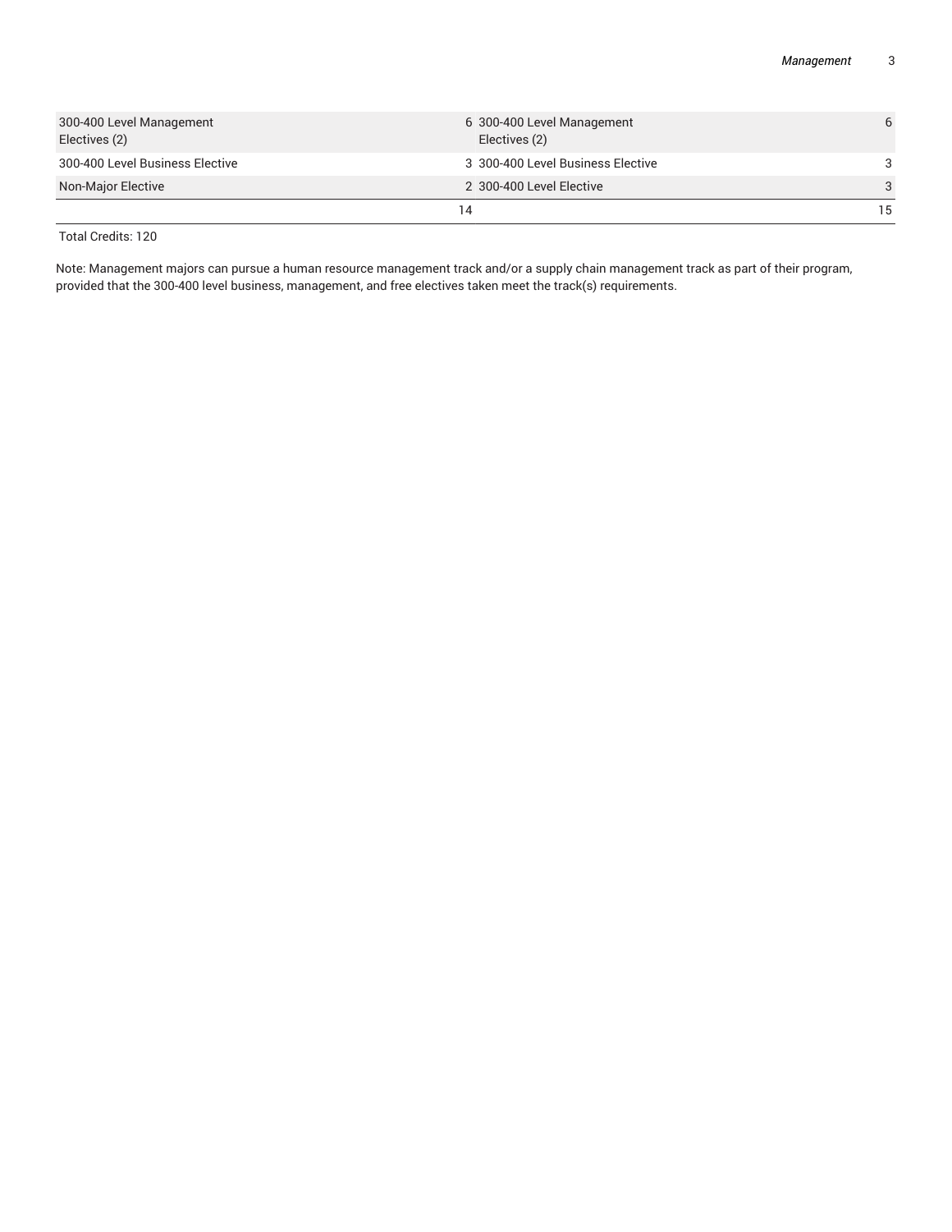| | | | |
|---|---|---|---|
| 300-400 Level Management Electives (2) | 6 | 300-400 Level Management Electives (2) | 6 |
| 300-400 Level Business Elective | 3 | 300-400 Level Business Elective | 3 |
| Non-Major Elective | 2 | 300-400 Level Elective | 3 |
| | 14 | | 15 |

Total Credits: 120

Note: Management majors can pursue a human resource management track and/or a supply chain management track as part of their program, provided that the 300-400 level business, management, and free electives taken meet the track(s) requirements.